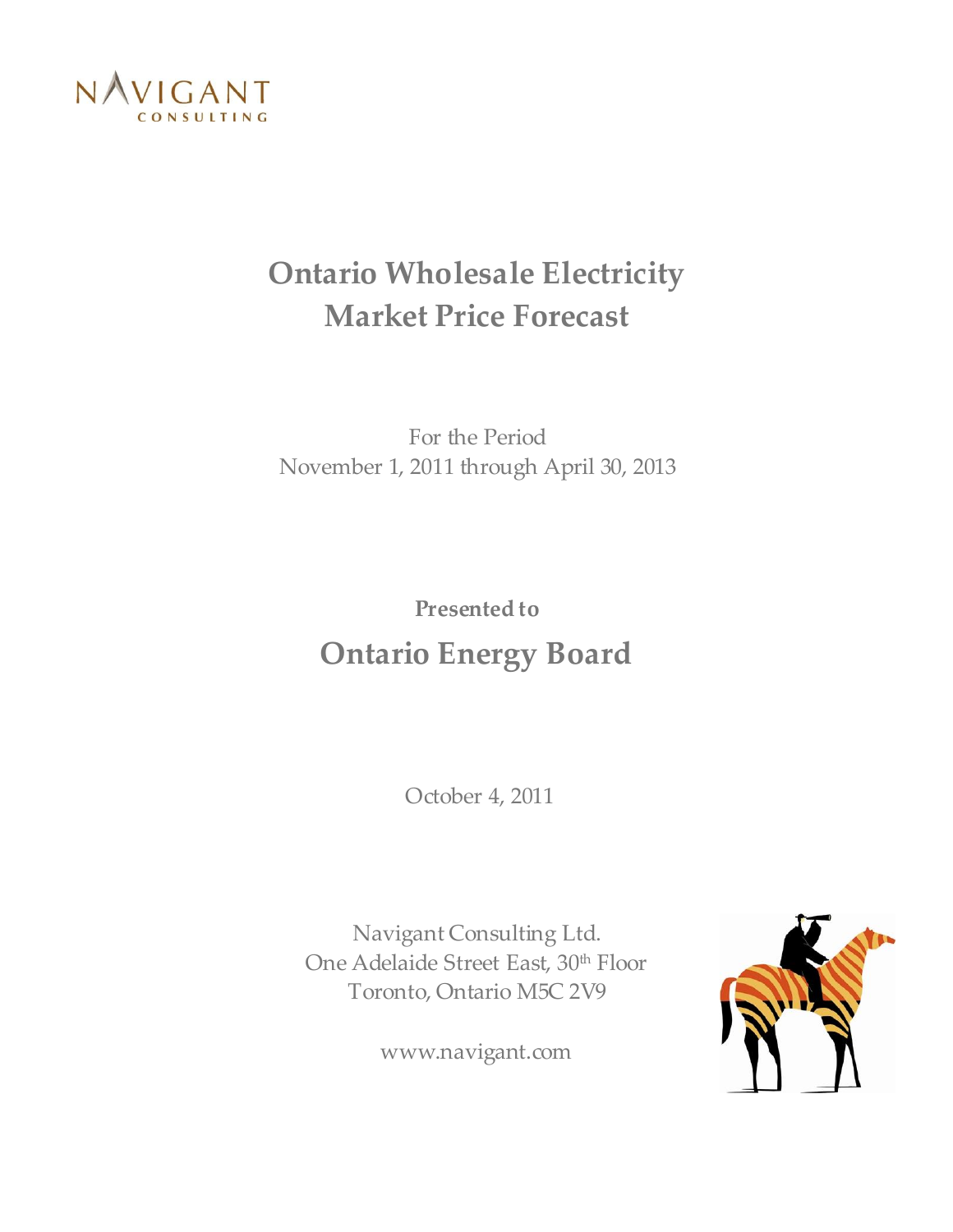NAVIGANT CONSULTING

# Ontario Wholesale Electricity Market Price Forecast

For the Period
November 1, 2011 through April 30, 2013

**Presented to**

## Ontario Energy Board

October 4, 2011

Navigant Consulting Ltd.
One Adelaide Street East, 30th Floor
Toronto, Ontario M5C 2V9

www.navigant.com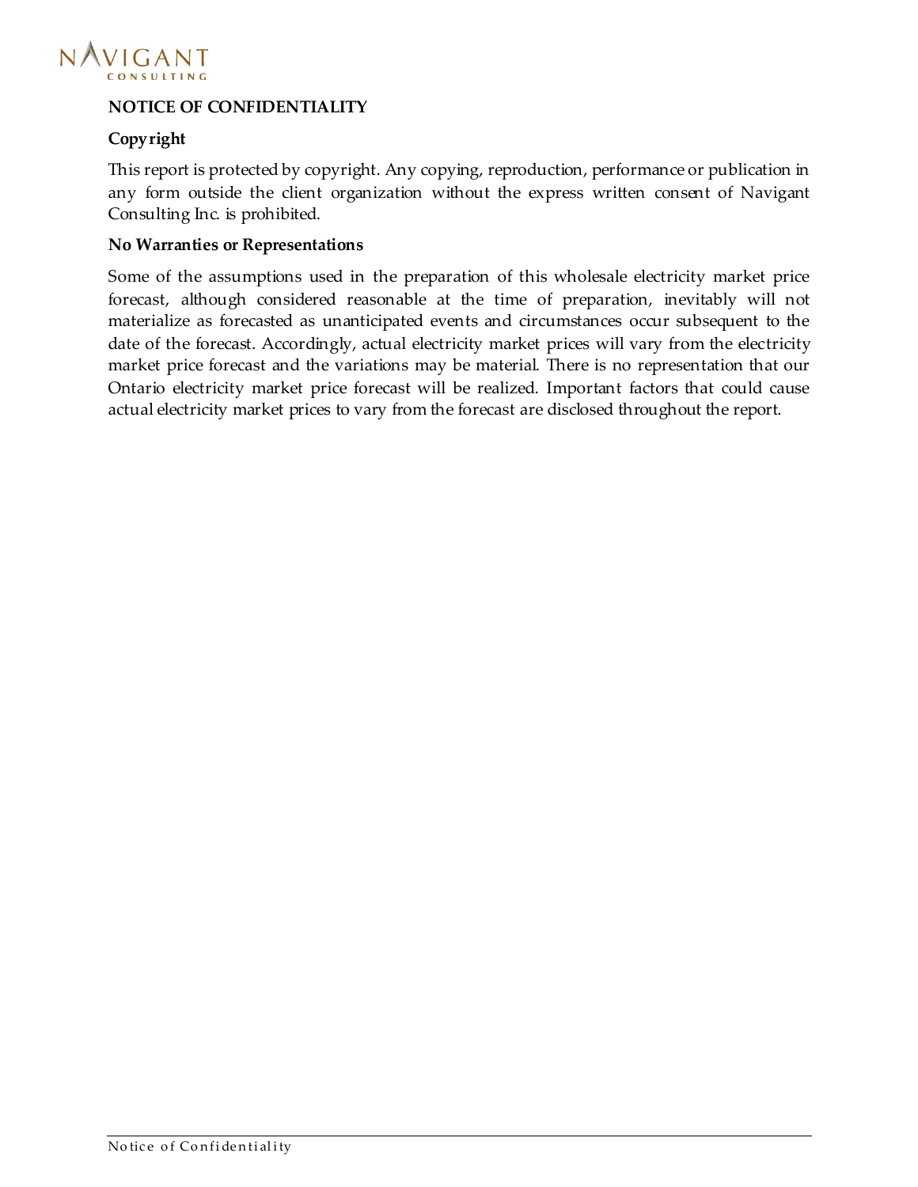**NOTICE OF CONFIDENTIALITY**

**Copyright**

This report is protected by copyright. Any copying, reproduction, performance or publication in any form outside the client organization without the express written consent of Navigant Consulting Inc. is prohibited.

**No Warranties or Representations**

Some of the assumptions used in the preparation of this wholesale electricity market price forecast, although considered reasonable at the time of preparation, inevitably will not materialize as forecasted as unanticipated events and circumstances occur subsequent to the date of the forecast. Accordingly, actual electricity market prices will vary from the electricity market price forecast and the variations may be material. There is no representation that our Ontario electricity market price forecast will be realized. Important factors that could cause actual electricity market prices to vary from the forecast are disclosed throughout the report.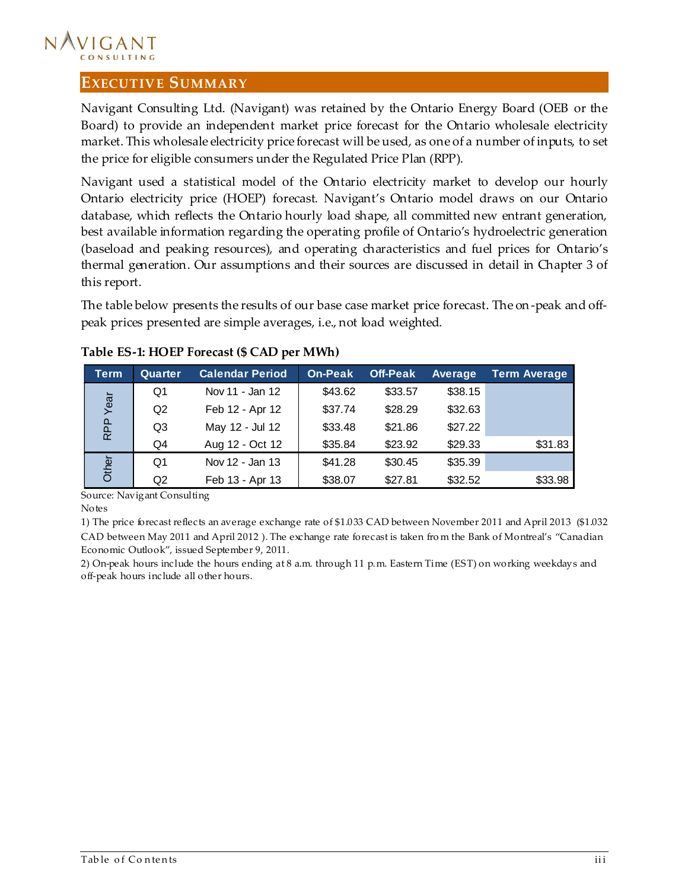## Executive Summary

Navigant Consulting Ltd. (Navigant) was retained by the Ontario Energy Board (OEB or the Board) to provide an independent market price forecast for the Ontario wholesale electricity market. This wholesale electricity price forecast will be used, as one of a number of inputs, to set the price for eligible consumers under the Regulated Price Plan (RPP).

Navigant used a statistical model of the Ontario electricity market to develop our hourly Ontario electricity price (HOEP) forecast. Navigant's Ontario model draws on our Ontario database, which reflects the Ontario hourly load shape, all committed new entrant generation, best available information regarding the operating profile of Ontario's hydroelectric generation (baseload and peaking resources), and operating characteristics and fuel prices for Ontario's thermal generation. Our assumptions and their sources are discussed in detail in Chapter 3 of this report.

The table below presents the results of our base case market price forecast. The on-peak and off-peak prices presented are simple averages, i.e., not load weighted.

**Table ES-1: HOEP Forecast ($ CAD per MWh)**

| Term | Quarter | Calendar Period | On-Peak | Off-Peak | Average | Term Average |
|---|---|---|---|---|---|---|
| RPP Year | Q1 | Nov 11 - Jan 12 | $43.62 | $33.57 | $38.15 | |
| | Q2 | Feb 12 - Apr 12 | $37.74 | $28.29 | $32.63 | |
| | Q3 | May 12 - Jul 12 | $33.48 | $21.86 | $27.22 | |
| | Q4 | Aug 12 - Oct 12 | $35.84 | $23.92 | $29.33 | $31.83 |
| Other | Q1 | Nov 12 - Jan 13 | $41.28 | $30.45 | $35.39 | |
| | Q2 | Feb 13 - Apr 13 | $38.07 | $27.81 | $32.52 | $33.98 |

Source: Navigant Consulting

Notes

1) The price forecast reflects an average exchange rate of $1.033 CAD between November 2011 and April 2013 ($1.032 CAD between May 2011 and April 2012 ). The exchange rate forecast is taken from the Bank of Montreal's "Canadian Economic Outlook", issued September 9, 2011.

2) On-peak hours include the hours ending at 8 a.m. through 11 p.m. Eastern Time (EST) on working weekdays and off-peak hours include all other hours.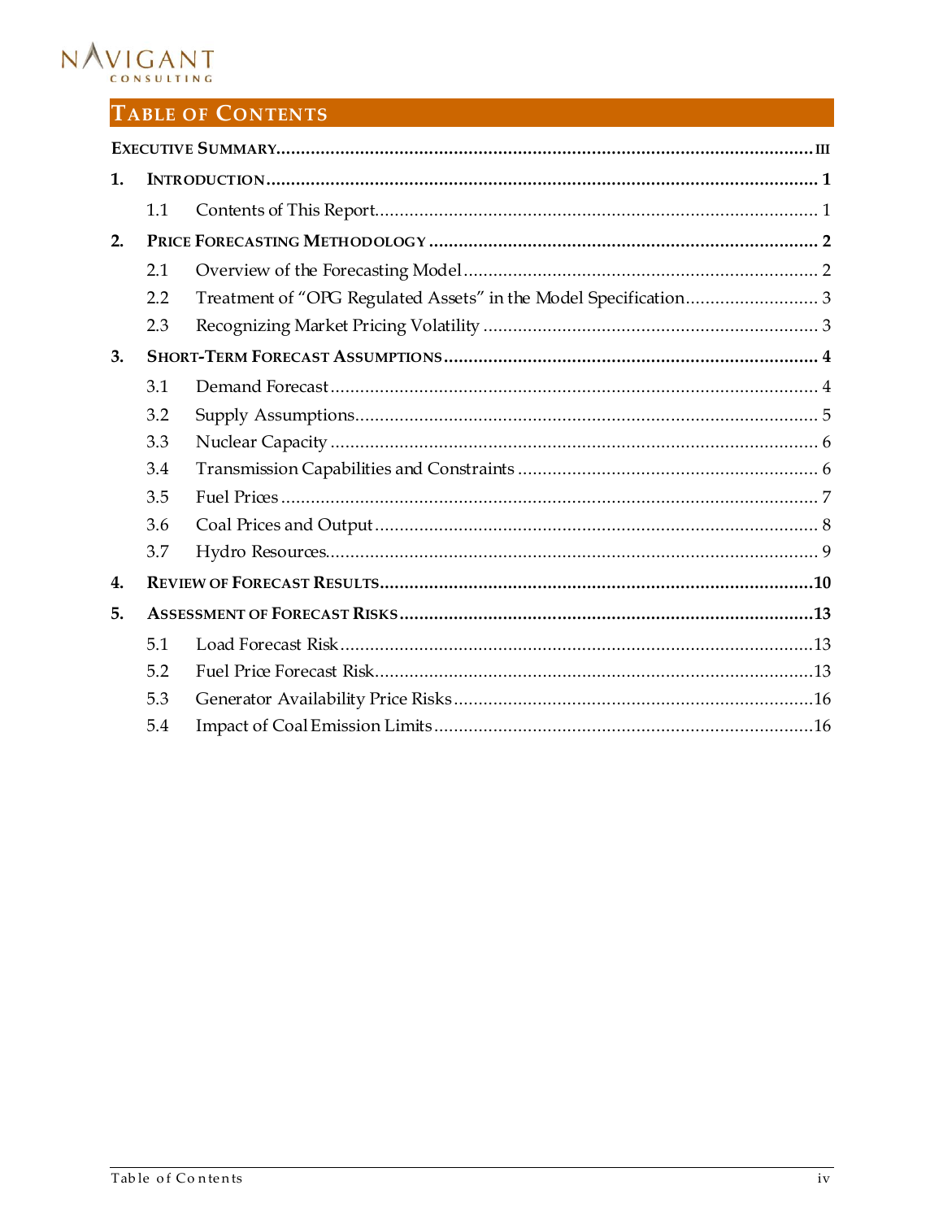# Table of Contents

**Executive Summary** ........ iii

**1. Introduction** ........ 1

- 1.1 Contents of This Report ........ 1

**2. Price Forecasting Methodology** ........ 2

- 2.1 Overview of the Forecasting Model ........ 2
- 2.2 Treatment of "OPG Regulated Assets" in the Model Specification ........ 3
- 2.3 Recognizing Market Pricing Volatility ........ 3

**3. Short-Term Forecast Assumptions** ........ 4

- 3.1 Demand Forecast ........ 4
- 3.2 Supply Assumptions ........ 5
- 3.3 Nuclear Capacity ........ 6
- 3.4 Transmission Capabilities and Constraints ........ 6
- 3.5 Fuel Prices ........ 7
- 3.6 Coal Prices and Output ........ 8
- 3.7 Hydro Resources ........ 9

**4. Review of Forecast Results** ........ 10

**5. Assessment of Forecast Risks** ........ 13

- 5.1 Load Forecast Risk ........ 13
- 5.2 Fuel Price Forecast Risk ........ 13
- 5.3 Generator Availability Price Risks ........ 16
- 5.4 Impact of Coal Emission Limits ........ 16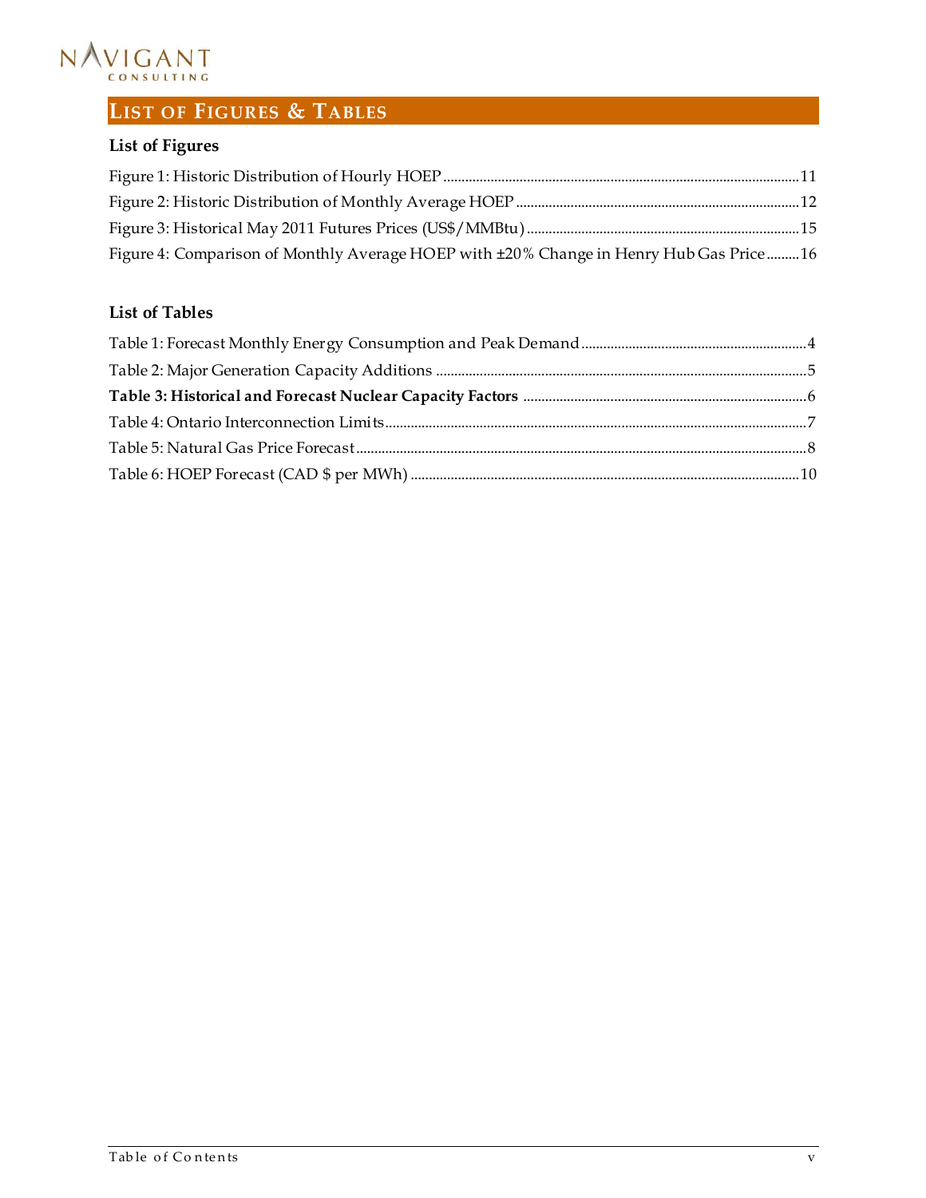# List of Figures & Tables

### List of Figures

Figure 1: Historic Distribution of Hourly HOEP ........ 11
Figure 2: Historic Distribution of Monthly Average HOEP ........ 12
Figure 3: Historical May 2011 Futures Prices (US$/MMBtu) ........ 15
Figure 4: Comparison of Monthly Average HOEP with ±20% Change in Henry Hub Gas Price ........ 16

### List of Tables

Table 1: Forecast Monthly Energy Consumption and Peak Demand ........ 4
Table 2: Major Generation Capacity Additions ........ 5
**Table 3: Historical and Forecast Nuclear Capacity Factors** ........ 6
Table 4: Ontario Interconnection Limits ........ 7
Table 5: Natural Gas Price Forecast ........ 8
Table 6: HOEP Forecast (CAD $ per MWh) ........ 10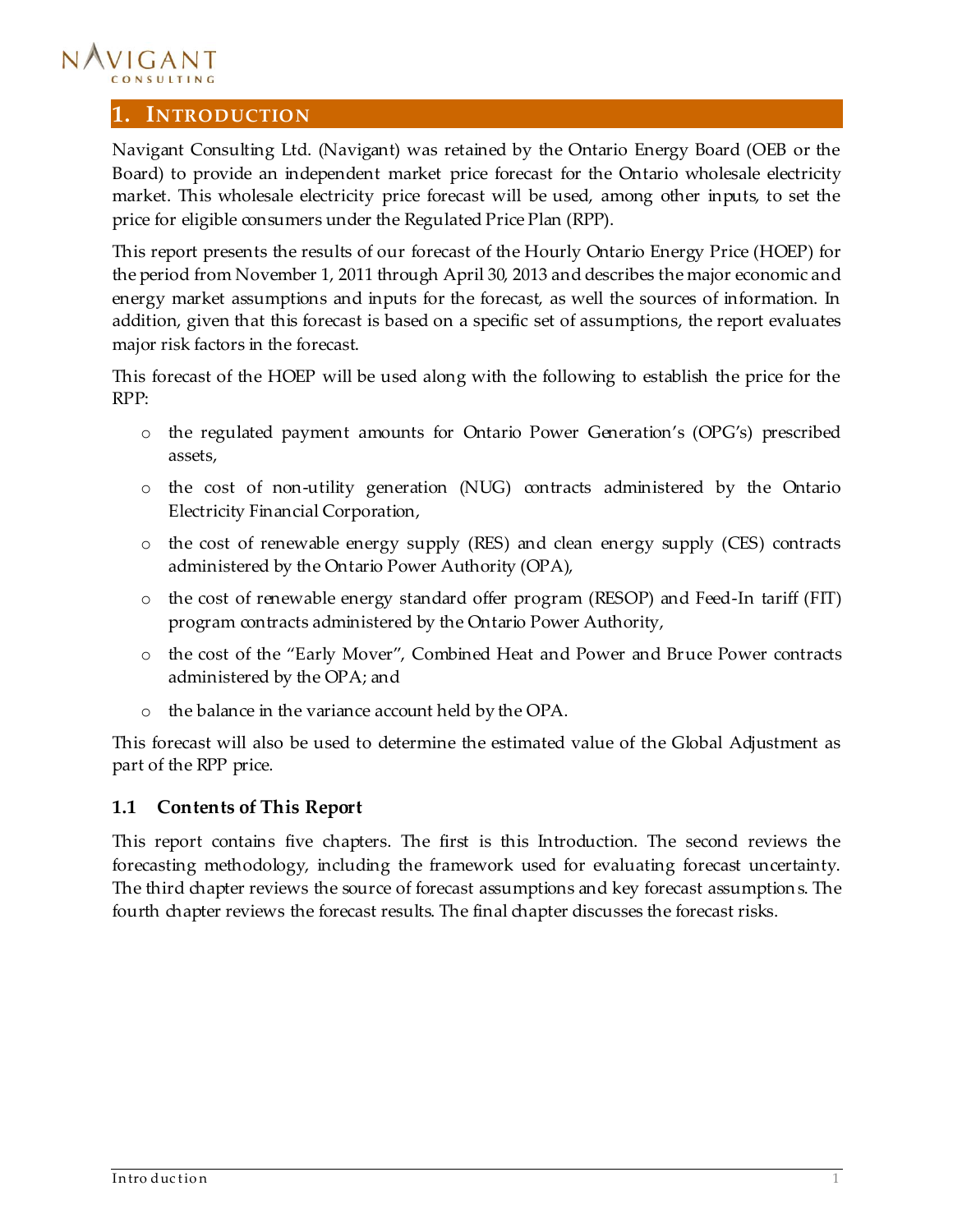# 1. Introduction

Navigant Consulting Ltd. (Navigant) was retained by the Ontario Energy Board (OEB or the Board) to provide an independent market price forecast for the Ontario wholesale electricity market. This wholesale electricity price forecast will be used, among other inputs, to set the price for eligible consumers under the Regulated Price Plan (RPP).

This report presents the results of our forecast of the Hourly Ontario Energy Price (HOEP) for the period from November 1, 2011 through April 30, 2013 and describes the major economic and energy market assumptions and inputs for the forecast, as well the sources of information. In addition, given that this forecast is based on a specific set of assumptions, the report evaluates major risk factors in the forecast.

This forecast of the HOEP will be used along with the following to establish the price for the RPP:

- the regulated payment amounts for Ontario Power Generation's (OPG's) prescribed assets,
- the cost of non-utility generation (NUG) contracts administered by the Ontario Electricity Financial Corporation,
- the cost of renewable energy supply (RES) and clean energy supply (CES) contracts administered by the Ontario Power Authority (OPA),
- the cost of renewable energy standard offer program (RESOP) and Feed-In tariff (FIT) program contracts administered by the Ontario Power Authority,
- the cost of the "Early Mover", Combined Heat and Power and Bruce Power contracts administered by the OPA; and
- the balance in the variance account held by the OPA.

This forecast will also be used to determine the estimated value of the Global Adjustment as part of the RPP price.

## 1.1 Contents of This Report

This report contains five chapters. The first is this Introduction. The second reviews the forecasting methodology, including the framework used for evaluating forecast uncertainty. The third chapter reviews the source of forecast assumptions and key forecast assumptions. The fourth chapter reviews the forecast results. The final chapter discusses the forecast risks.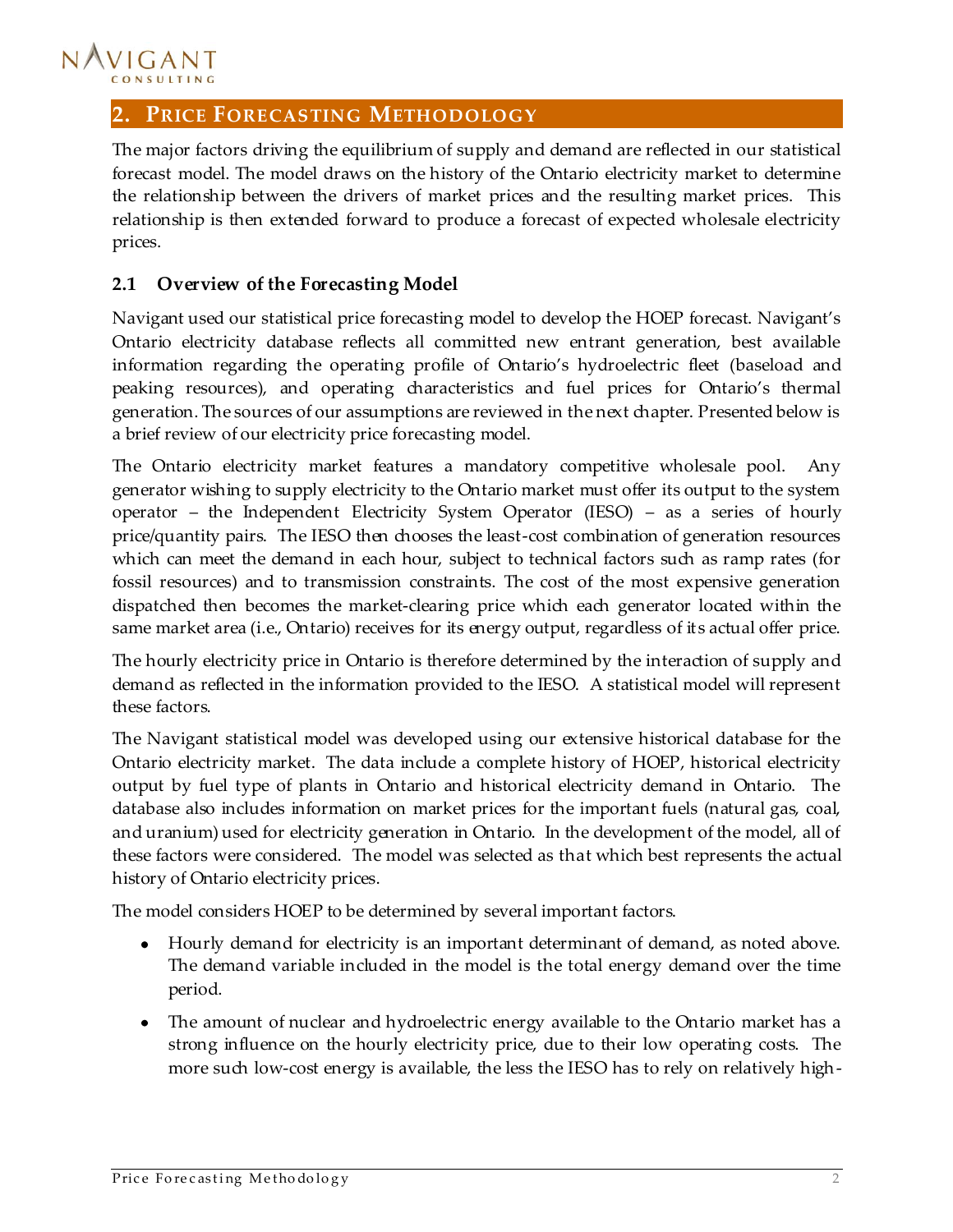## 2. Price Forecasting Methodology

The major factors driving the equilibrium of supply and demand are reflected in our statistical forecast model. The model draws on the history of the Ontario electricity market to determine the relationship between the drivers of market prices and the resulting market prices. This relationship is then extended forward to produce a forecast of expected wholesale electricity prices.

### 2.1 Overview of the Forecasting Model

Navigant used our statistical price forecasting model to develop the HOEP forecast. Navigant's Ontario electricity database reflects all committed new entrant generation, best available information regarding the operating profile of Ontario's hydroelectric fleet (baseload and peaking resources), and operating characteristics and fuel prices for Ontario's thermal generation. The sources of our assumptions are reviewed in the next chapter. Presented below is a brief review of our electricity price forecasting model.

The Ontario electricity market features a mandatory competitive wholesale pool. Any generator wishing to supply electricity to the Ontario market must offer its output to the system operator – the Independent Electricity System Operator (IESO) – as a series of hourly price/quantity pairs. The IESO then chooses the least-cost combination of generation resources which can meet the demand in each hour, subject to technical factors such as ramp rates (for fossil resources) and to transmission constraints. The cost of the most expensive generation dispatched then becomes the market-clearing price which each generator located within the same market area (i.e., Ontario) receives for its energy output, regardless of its actual offer price.

The hourly electricity price in Ontario is therefore determined by the interaction of supply and demand as reflected in the information provided to the IESO. A statistical model will represent these factors.

The Navigant statistical model was developed using our extensive historical database for the Ontario electricity market. The data include a complete history of HOEP, historical electricity output by fuel type of plants in Ontario and historical electricity demand in Ontario. The database also includes information on market prices for the important fuels (natural gas, coal, and uranium) used for electricity generation in Ontario. In the development of the model, all of these factors were considered. The model was selected as that which best represents the actual history of Ontario electricity prices.

The model considers HOEP to be determined by several important factors.

- Hourly demand for electricity is an important determinant of demand, as noted above. The demand variable included in the model is the total energy demand over the time period.
- The amount of nuclear and hydroelectric energy available to the Ontario market has a strong influence on the hourly electricity price, due to their low operating costs. The more such low-cost energy is available, the less the IESO has to rely on relatively high-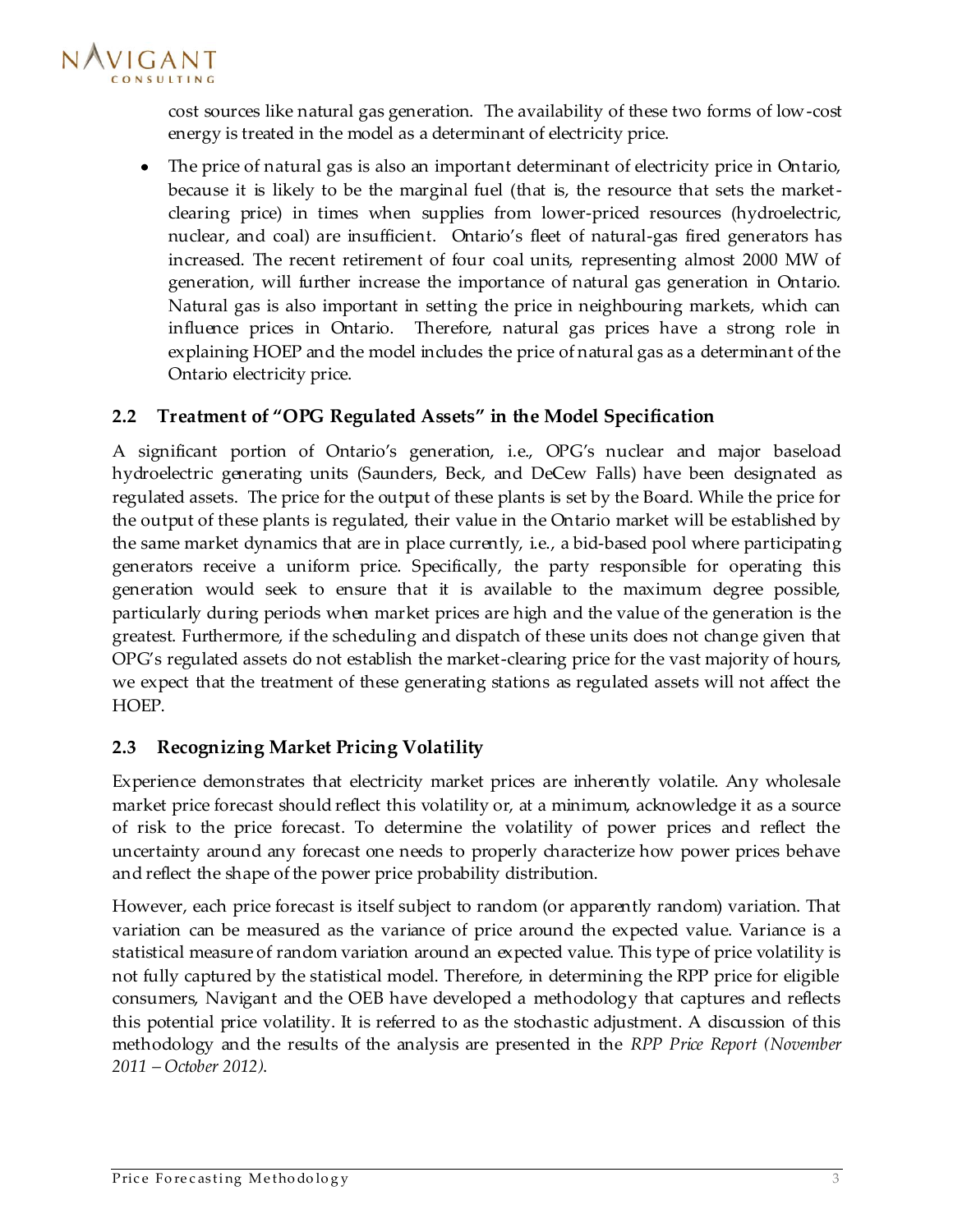cost sources like natural gas generation. The availability of these two forms of low-cost energy is treated in the model as a determinant of electricity price.

- The price of natural gas is also an important determinant of electricity price in Ontario, because it is likely to be the marginal fuel (that is, the resource that sets the market-clearing price) in times when supplies from lower-priced resources (hydroelectric, nuclear, and coal) are insufficient. Ontario's fleet of natural-gas fired generators has increased. The recent retirement of four coal units, representing almost 2000 MW of generation, will further increase the importance of natural gas generation in Ontario. Natural gas is also important in setting the price in neighbouring markets, which can influence prices in Ontario. Therefore, natural gas prices have a strong role in explaining HOEP and the model includes the price of natural gas as a determinant of the Ontario electricity price.

## 2.2 Treatment of "OPG Regulated Assets" in the Model Specification

A significant portion of Ontario's generation, i.e., OPG's nuclear and major baseload hydroelectric generating units (Saunders, Beck, and DeCew Falls) have been designated as regulated assets. The price for the output of these plants is set by the Board. While the price for the output of these plants is regulated, their value in the Ontario market will be established by the same market dynamics that are in place currently, i.e., a bid-based pool where participating generators receive a uniform price. Specifically, the party responsible for operating this generation would seek to ensure that it is available to the maximum degree possible, particularly during periods when market prices are high and the value of the generation is the greatest. Furthermore, if the scheduling and dispatch of these units does not change given that OPG's regulated assets do not establish the market-clearing price for the vast majority of hours, we expect that the treatment of these generating stations as regulated assets will not affect the HOEP.

## 2.3 Recognizing Market Pricing Volatility

Experience demonstrates that electricity market prices are inherently volatile. Any wholesale market price forecast should reflect this volatility or, at a minimum, acknowledge it as a source of risk to the price forecast. To determine the volatility of power prices and reflect the uncertainty around any forecast one needs to properly characterize how power prices behave and reflect the shape of the power price probability distribution.

However, each price forecast is itself subject to random (or apparently random) variation. That variation can be measured as the variance of price around the expected value. Variance is a statistical measure of random variation around an expected value. This type of price volatility is not fully captured by the statistical model. Therefore, in determining the RPP price for eligible consumers, Navigant and the OEB have developed a methodology that captures and reflects this potential price volatility. It is referred to as the stochastic adjustment. A discussion of this methodology and the results of the analysis are presented in the *RPP Price Report (November 2011 – October 2012)*.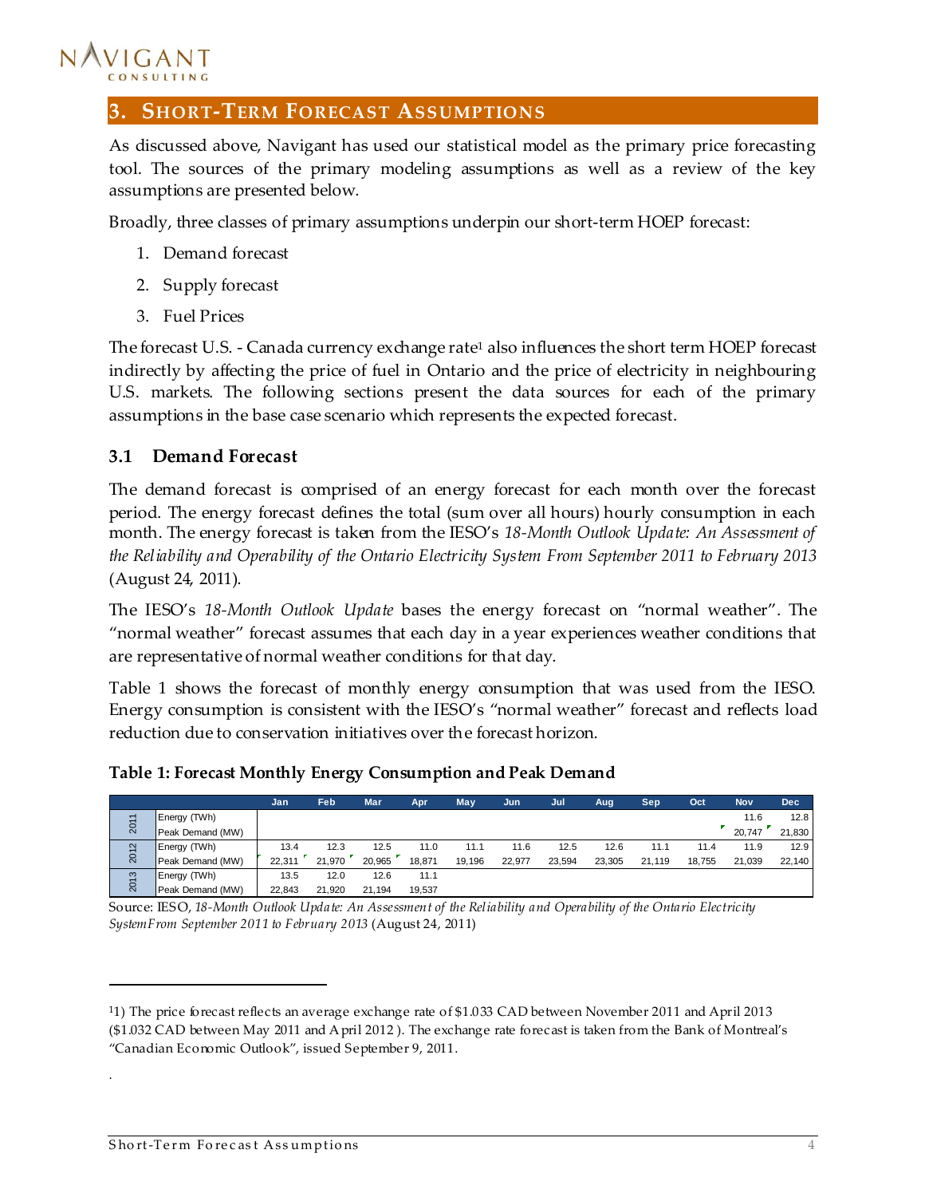## 3. Short-Term Forecast Assumptions

As discussed above, Navigant has used our statistical model as the primary price forecasting tool. The sources of the primary modeling assumptions as well as a review of the key assumptions are presented below.

Broadly, three classes of primary assumptions underpin our short-term HOEP forecast:

1. Demand forecast
2. Supply forecast
3. Fuel Prices

The forecast U.S. - Canada currency exchange rate[1] also influences the short term HOEP forecast indirectly by affecting the price of fuel in Ontario and the price of electricity in neighbouring U.S. markets. The following sections present the data sources for each of the primary assumptions in the base case scenario which represents the expected forecast.

### 3.1 Demand Forecast

The demand forecast is comprised of an energy forecast for each month over the forecast period. The energy forecast defines the total (sum over all hours) hourly consumption in each month. The energy forecast is taken from the IESO's *18-Month Outlook Update: An Assessment of the Reliability and Operability of the Ontario Electricity System From September 2011 to February 2013* (August 24, 2011).

The IESO's *18-Month Outlook Update* bases the energy forecast on "normal weather". The "normal weather" forecast assumes that each day in a year experiences weather conditions that are representative of normal weather conditions for that day.

Table 1 shows the forecast of monthly energy consumption that was used from the IESO. Energy consumption is consistent with the IESO's "normal weather" forecast and reflects load reduction due to conservation initiatives over the forecast horizon.

**Table 1: Forecast Monthly Energy Consumption and Peak Demand**

| | | Jan | Feb | Mar | Apr | May | Jun | Jul | Aug | Sep | Oct | Nov | Dec |
|---|---|---|---|---|---|---|---|---|---|---|---|---|---|
| 2011 | Energy (TWh) | | | | | | | | | | | 11.6 | 12.8 |
| | Peak Demand (MW) | | | | | | | | | | | 20,747 | 21,830 |
| 2012 | Energy (TWh) | 13.4 | 12.3 | 12.5 | 11.0 | 11.1 | 11.6 | 12.5 | 12.6 | 11.1 | 11.4 | 11.9 | 12.9 |
| | Peak Demand (MW) | 22,311 | 21,970 | 20,965 | 18,871 | 19,196 | 22,977 | 23,594 | 23,305 | 21,119 | 18,755 | 21,039 | 22,140 |
| 2013 | Energy (TWh) | 13.5 | 12.0 | 12.6 | 11.1 | | | | | | | | |
| | Peak Demand (MW) | 22,843 | 21,920 | 21,194 | 19,537 | | | | | | | | |

Source: IESO, *18-Month Outlook Update: An Assessment of the Reliability and Operability of the Ontario Electricity SystemFrom September 2011 to February 2013* (August 24, 2011)

---

[1] 1) The price forecast reflects an average exchange rate of $1.033 CAD between November 2011 and April 2013 ($1.032 CAD between May 2011 and April 2012 ). The exchange rate forecast is taken from the Bank of Montreal's "Canadian Economic Outlook", issued September 9, 2011.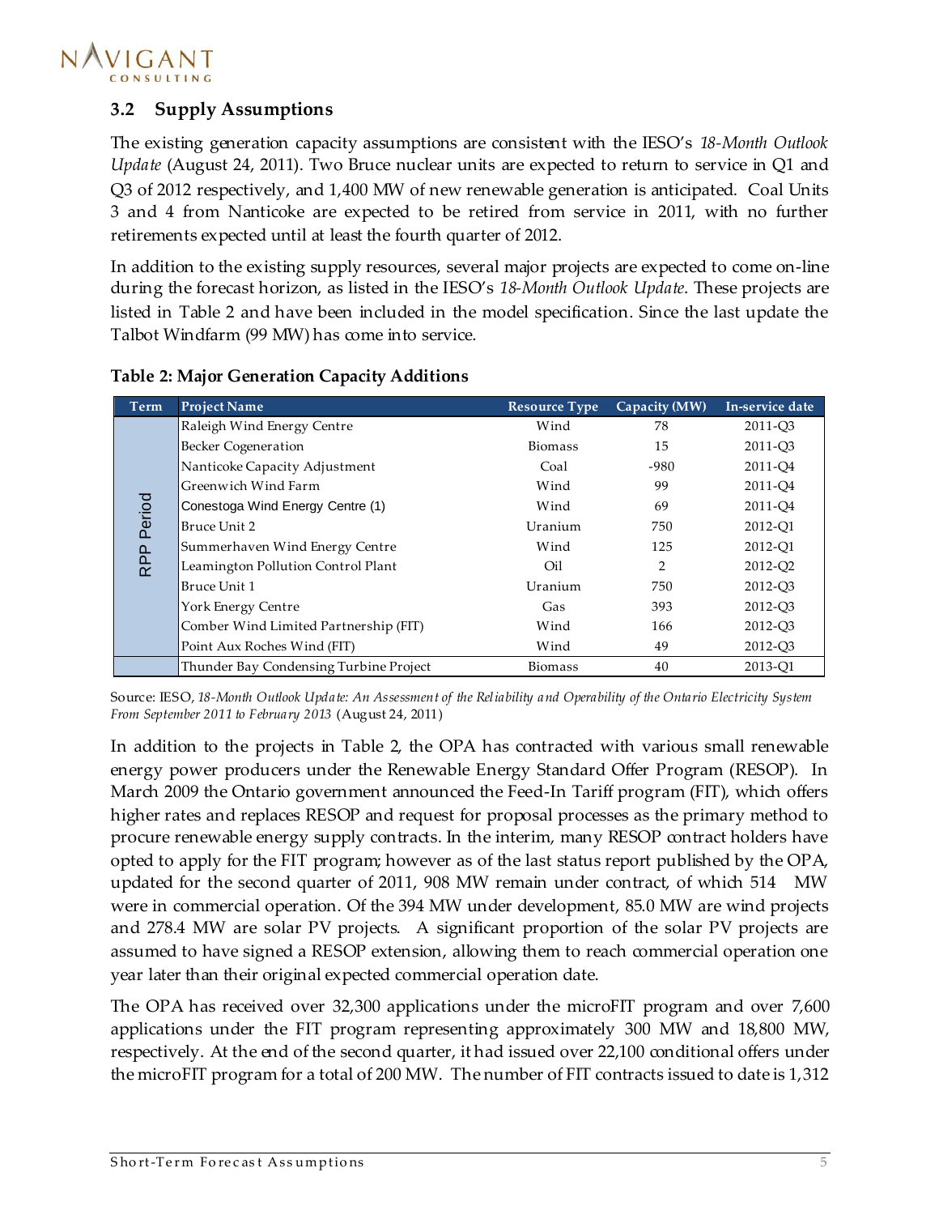## 3.2 Supply Assumptions

The existing generation capacity assumptions are consistent with the IESO's *18-Month Outlook Update* (August 24, 2011). Two Bruce nuclear units are expected to return to service in Q1 and Q3 of 2012 respectively, and 1,400 MW of new renewable generation is anticipated. Coal Units 3 and 4 from Nanticoke are expected to be retired from service in 2011, with no further retirements expected until at least the fourth quarter of 2012.

In addition to the existing supply resources, several major projects are expected to come on-line during the forecast horizon, as listed in the IESO's *18-Month Outlook Update*. These projects are listed in Table 2 and have been included in the model specification. Since the last update the Talbot Windfarm (99 MW) has come into service.

**Table 2: Major Generation Capacity Additions**

| Term | Project Name | Resource Type | Capacity (MW) | In-service date |
|---|---|---|---|---|
| RPP Period | Raleigh Wind Energy Centre | Wind | 78 | 2011-Q3 |
| | Becker Cogeneration | Biomass | 15 | 2011-Q3 |
| | Nanticoke Capacity Adjustment | Coal | -980 | 2011-Q4 |
| | Greenwich Wind Farm | Wind | 99 | 2011-Q4 |
| | Conestoga Wind Energy Centre (1) | Wind | 69 | 2011-Q4 |
| | Bruce Unit 2 | Uranium | 750 | 2012-Q1 |
| | Summerhaven Wind Energy Centre | Wind | 125 | 2012-Q1 |
| | Leamington Pollution Control Plant | Oil | 2 | 2012-Q2 |
| | Bruce Unit 1 | Uranium | 750 | 2012-Q3 |
| | York Energy Centre | Gas | 393 | 2012-Q3 |
| | Comber Wind Limited Partnership (FIT) | Wind | 166 | 2012-Q3 |
| | Point Aux Roches Wind (FIT) | Wind | 49 | 2012-Q3 |
| | Thunder Bay Condensing Turbine Project | Biomass | 40 | 2013-Q1 |

Source: IESO, *18-Month Outlook Update: An Assessment of the Reliability and Operability of the Ontario Electricity System From September 2011 to February 2013* (August 24, 2011)

In addition to the projects in Table 2, the OPA has contracted with various small renewable energy power producers under the Renewable Energy Standard Offer Program (RESOP). In March 2009 the Ontario government announced the Feed-In Tariff program (FIT), which offers higher rates and replaces RESOP and request for proposal processes as the primary method to procure renewable energy supply contracts. In the interim, many RESOP contract holders have opted to apply for the FIT program; however as of the last status report published by the OPA, updated for the second quarter of 2011, 908 MW remain under contract, of which 514 MW were in commercial operation. Of the 394 MW under development, 85.0 MW are wind projects and 278.4 MW are solar PV projects. A significant proportion of the solar PV projects are assumed to have signed a RESOP extension, allowing them to reach commercial operation one year later than their original expected commercial operation date.

The OPA has received over 32,300 applications under the microFIT program and over 7,600 applications under the FIT program representing approximately 300 MW and 18,800 MW, respectively. At the end of the second quarter, it had issued over 22,100 conditional offers under the microFIT program for a total of 200 MW. The number of FIT contracts issued to date is 1,312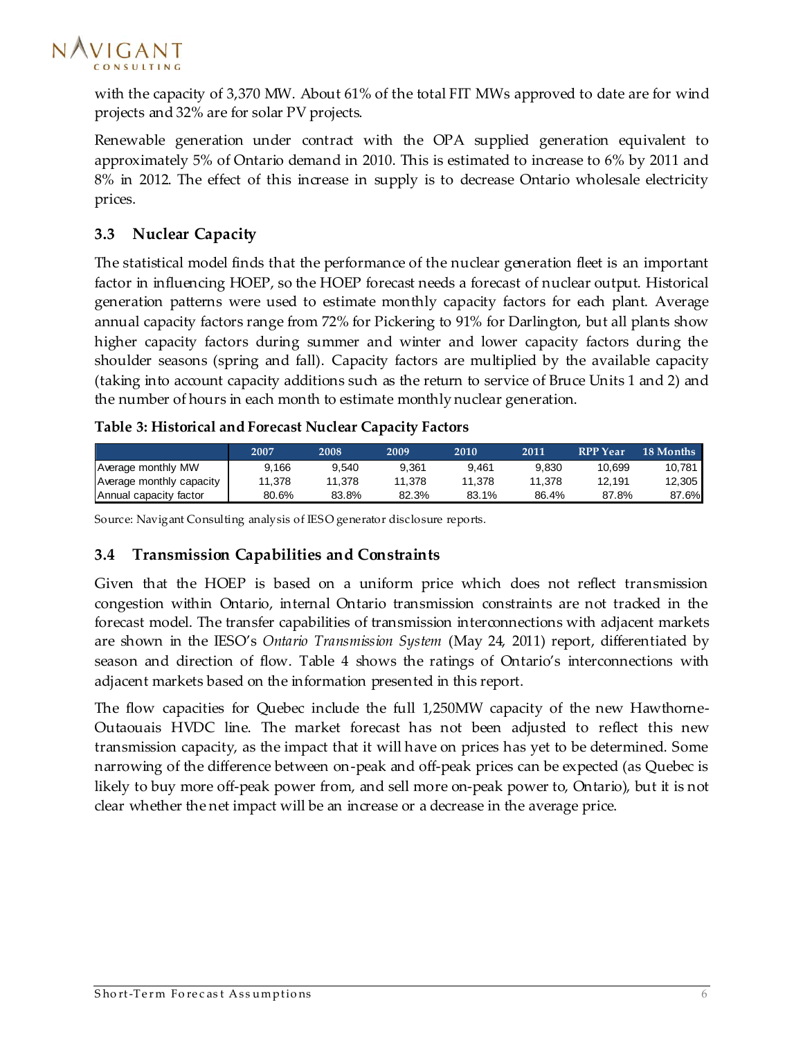with the capacity of 3,370 MW. About 61% of the total FIT MWs approved to date are for wind projects and 32% are for solar PV projects.

Renewable generation under contract with the OPA supplied generation equivalent to approximately 5% of Ontario demand in 2010. This is estimated to increase to 6% by 2011 and 8% in 2012. The effect of this increase in supply is to decrease Ontario wholesale electricity prices.

## 3.3 Nuclear Capacity

The statistical model finds that the performance of the nuclear generation fleet is an important factor in influencing HOEP, so the HOEP forecast needs a forecast of nuclear output. Historical generation patterns were used to estimate monthly capacity factors for each plant. Average annual capacity factors range from 72% for Pickering to 91% for Darlington, but all plants show higher capacity factors during summer and winter and lower capacity factors during the shoulder seasons (spring and fall). Capacity factors are multiplied by the available capacity (taking into account capacity additions such as the return to service of Bruce Units 1 and 2) and the number of hours in each month to estimate monthly nuclear generation.

**Table 3: Historical and Forecast Nuclear Capacity Factors**

| | 2007 | 2008 | 2009 | 2010 | 2011 | RPP Year | 18 Months |
|---|---|---|---|---|---|---|---|
| Average monthly MW | 9,166 | 9,540 | 9,361 | 9,461 | 9,830 | 10,699 | 10,781 |
| Average monthly capacity | 11,378 | 11,378 | 11,378 | 11,378 | 11,378 | 12,191 | 12,305 |
| Annual capacity factor | 80.6% | 83.8% | 82.3% | 83.1% | 86.4% | 87.8% | 87.6% |

Source: Navigant Consulting analysis of IESO generator disclosure reports.

## 3.4 Transmission Capabilities and Constraints

Given that the HOEP is based on a uniform price which does not reflect transmission congestion within Ontario, internal Ontario transmission constraints are not tracked in the forecast model. The transfer capabilities of transmission interconnections with adjacent markets are shown in the IESO's *Ontario Transmission System* (May 24, 2011) report, differentiated by season and direction of flow. Table 4 shows the ratings of Ontario's interconnections with adjacent markets based on the information presented in this report.

The flow capacities for Quebec include the full 1,250MW capacity of the new Hawthorne-Outaouais HVDC line. The market forecast has not been adjusted to reflect this new transmission capacity, as the impact that it will have on prices has yet to be determined. Some narrowing of the difference between on-peak and off-peak prices can be expected (as Quebec is likely to buy more off-peak power from, and sell more on-peak power to, Ontario), but it is not clear whether the net impact will be an increase or a decrease in the average price.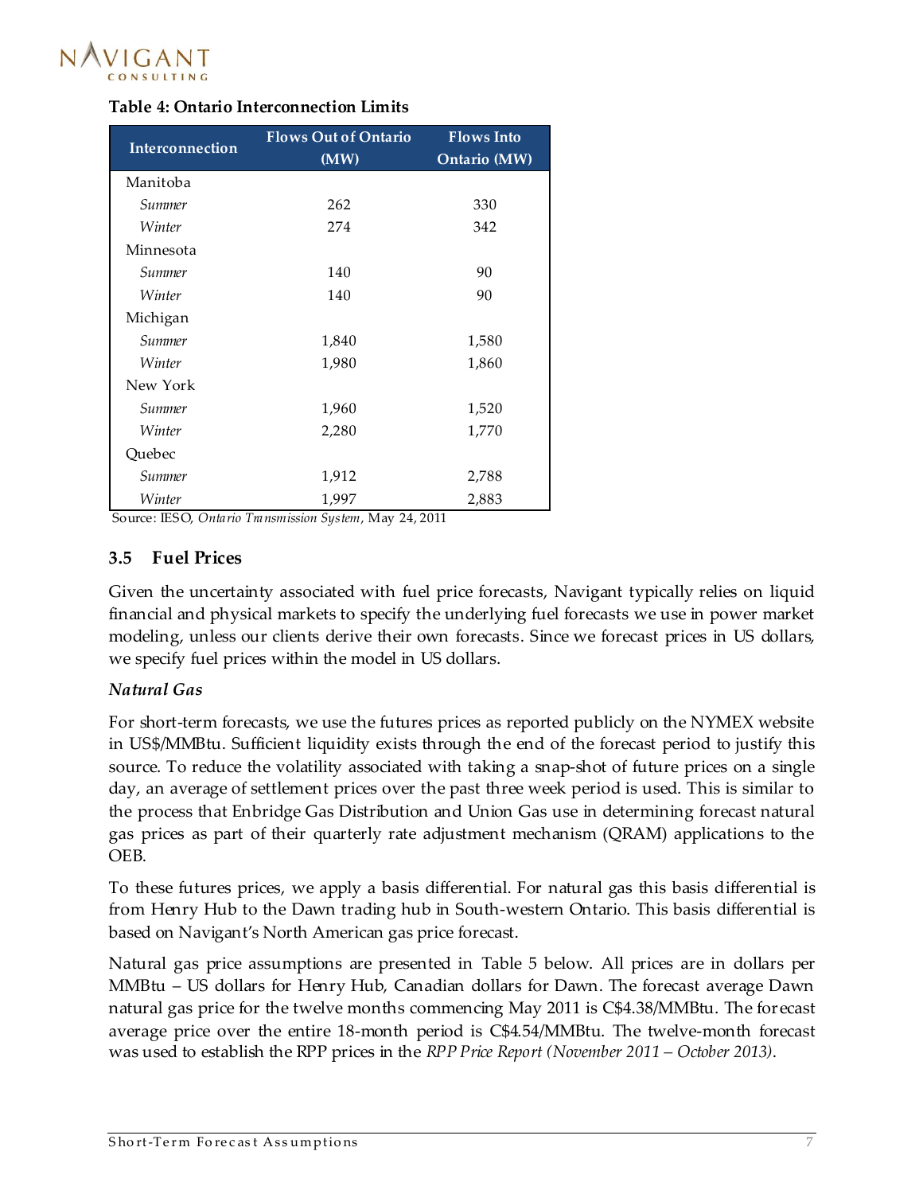**Table 4: Ontario Interconnection Limits**

| Interconnection | Flows Out of Ontario (MW) | Flows Into Ontario (MW) |
|---|---|---|
| Manitoba | | |
| *Summer* | 262 | 330 |
| *Winter* | 274 | 342 |
| Minnesota | | |
| *Summer* | 140 | 90 |
| *Winter* | 140 | 90 |
| Michigan | | |
| *Summer* | 1,840 | 1,580 |
| *Winter* | 1,980 | 1,860 |
| New York | | |
| *Summer* | 1,960 | 1,520 |
| *Winter* | 2,280 | 1,770 |
| Quebec | | |
| *Summer* | 1,912 | 2,788 |
| *Winter* | 1,997 | 2,883 |

Source: IESO, *Ontario Transmission System*, May 24, 2011

### 3.5 Fuel Prices

Given the uncertainty associated with fuel price forecasts, Navigant typically relies on liquid financial and physical markets to specify the underlying fuel forecasts we use in power market modeling, unless our clients derive their own forecasts. Since we forecast prices in US dollars, we specify fuel prices within the model in US dollars.

***Natural Gas***

For short-term forecasts, we use the futures prices as reported publicly on the NYMEX website in US$/MMBtu. Sufficient liquidity exists through the end of the forecast period to justify this source. To reduce the volatility associated with taking a snap-shot of future prices on a single day, an average of settlement prices over the past three week period is used. This is similar to the process that Enbridge Gas Distribution and Union Gas use in determining forecast natural gas prices as part of their quarterly rate adjustment mechanism (QRAM) applications to the OEB.

To these futures prices, we apply a basis differential. For natural gas this basis differential is from Henry Hub to the Dawn trading hub in South-western Ontario. This basis differential is based on Navigant's North American gas price forecast.

Natural gas price assumptions are presented in Table 5 below. All prices are in dollars per MMBtu – US dollars for Henry Hub, Canadian dollars for Dawn. The forecast average Dawn natural gas price for the twelve months commencing May 2011 is C$4.38/MMBtu. The forecast average price over the entire 18-month period is C$4.54/MMBtu. The twelve-month forecast was used to establish the RPP prices in the *RPP Price Report (November 2011 – October 2013)*.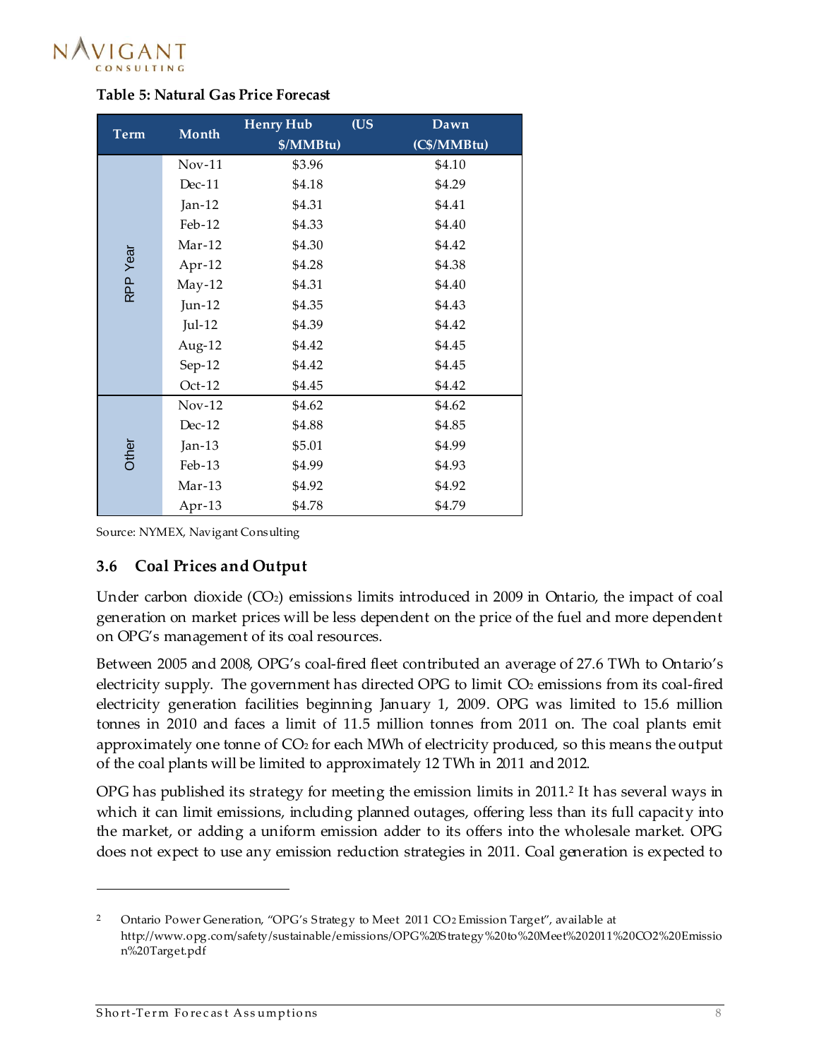**Table 5: Natural Gas Price Forecast**

| Term | Month | Henry Hub (US $/MMBtu) | Dawn (C$/MMBtu) |
|---|---|---|---|
| RPP Year | Nov-11 | $3.96 | $4.10 |
| | Dec-11 | $4.18 | $4.29 |
| | Jan-12 | $4.31 | $4.41 |
| | Feb-12 | $4.33 | $4.40 |
| | Mar-12 | $4.30 | $4.42 |
| | Apr-12 | $4.28 | $4.38 |
| | May-12 | $4.31 | $4.40 |
| | Jun-12 | $4.35 | $4.43 |
| | Jul-12 | $4.39 | $4.42 |
| | Aug-12 | $4.42 | $4.45 |
| | Sep-12 | $4.42 | $4.45 |
| | Oct-12 | $4.45 | $4.42 |
| Other | Nov-12 | $4.62 | $4.62 |
| | Dec-12 | $4.88 | $4.85 |
| | Jan-13 | $5.01 | $4.99 |
| | Feb-13 | $4.99 | $4.93 |
| | Mar-13 | $4.92 | $4.92 |
| | Apr-13 | $4.78 | $4.79 |

Source: NYMEX, Navigant Consulting

### 3.6 Coal Prices and Output

Under carbon dioxide ($CO_2$) emissions limits introduced in 2009 in Ontario, the impact of coal generation on market prices will be less dependent on the price of the fuel and more dependent on OPG's management of its coal resources.

Between 2005 and 2008, OPG's coal-fired fleet contributed an average of 27.6 TWh to Ontario's electricity supply. The government has directed OPG to limit $CO_2$ emissions from its coal-fired electricity generation facilities beginning January 1, 2009. OPG was limited to 15.6 million tonnes in 2010 and faces a limit of 11.5 million tonnes from 2011 on. The coal plants emit approximately one tonne of $CO_2$ for each MWh of electricity produced, so this means the output of the coal plants will be limited to approximately 12 TWh in 2011 and 2012.

OPG has published its strategy for meeting the emission limits in 2011.[2] It has several ways in which it can limit emissions, including planned outages, offering less than its full capacity into the market, or adding a uniform emission adder to its offers into the wholesale market. OPG does not expect to use any emission reduction strategies in 2011. Coal generation is expected to

[2] Ontario Power Generation, "OPG's Strategy to Meet 2011 $CO_2$ Emission Target", available at http://www.opg.com/safety/sustainable/emissions/OPG%20Strategy%20to%20Meet%202011%20CO2%20Emission%20Target.pdf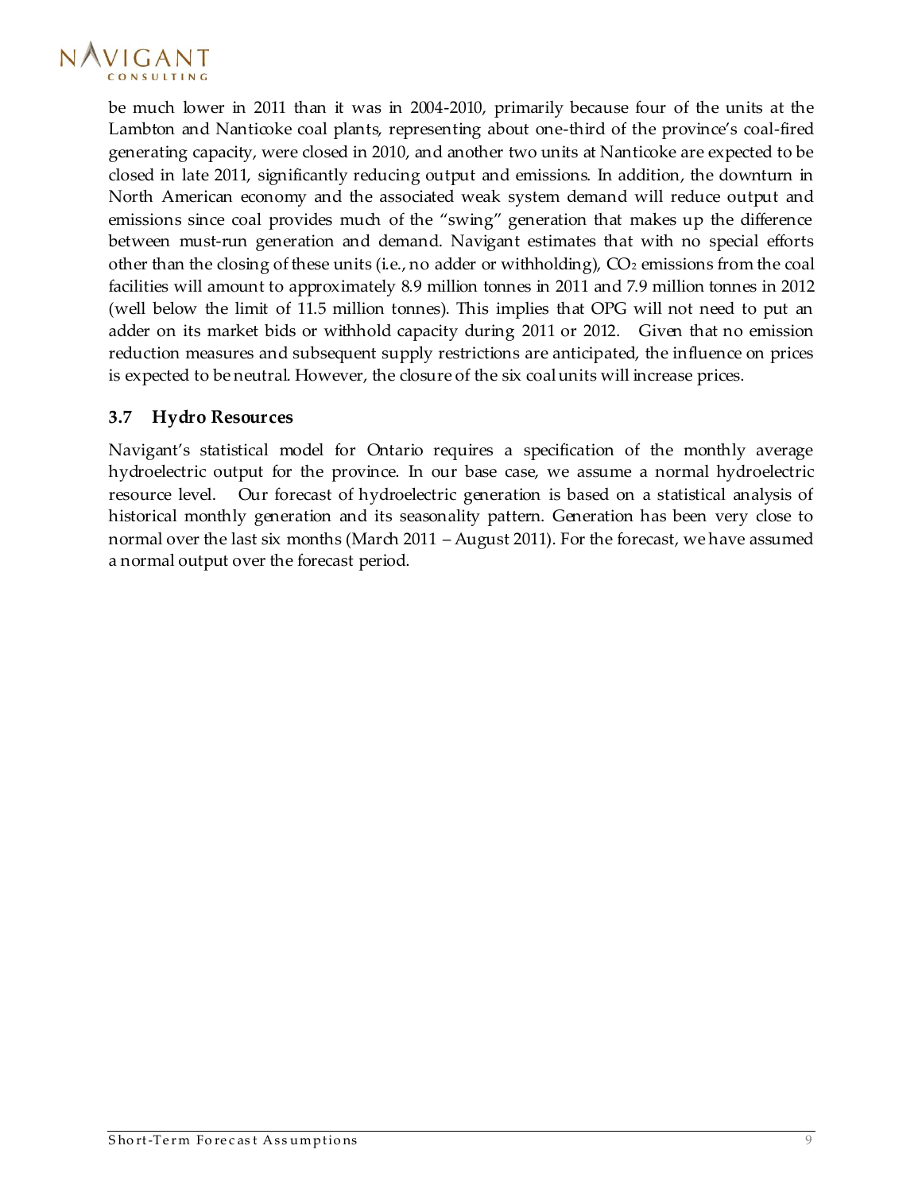be much lower in 2011 than it was in 2004-2010, primarily because four of the units at the Lambton and Nanticoke coal plants, representing about one-third of the province's coal-fired generating capacity, were closed in 2010, and another two units at Nanticoke are expected to be closed in late 2011, significantly reducing output and emissions. In addition, the downturn in North American economy and the associated weak system demand will reduce output and emissions since coal provides much of the "swing" generation that makes up the difference between must-run generation and demand. Navigant estimates that with no special efforts other than the closing of these units (i.e., no adder or withholding), $CO_2$ emissions from the coal facilities will amount to approximately 8.9 million tonnes in 2011 and 7.9 million tonnes in 2012 (well below the limit of 11.5 million tonnes). This implies that OPG will not need to put an adder on its market bids or withhold capacity during 2011 or 2012. Given that no emission reduction measures and subsequent supply restrictions are anticipated, the influence on prices is expected to be neutral. However, the closure of the six coal units will increase prices.

### 3.7 Hydro Resources

Navigant's statistical model for Ontario requires a specification of the monthly average hydroelectric output for the province. In our base case, we assume a normal hydroelectric resource level. Our forecast of hydroelectric generation is based on a statistical analysis of historical monthly generation and its seasonality pattern. Generation has been very close to normal over the last six months (March 2011 – August 2011). For the forecast, we have assumed a normal output over the forecast period.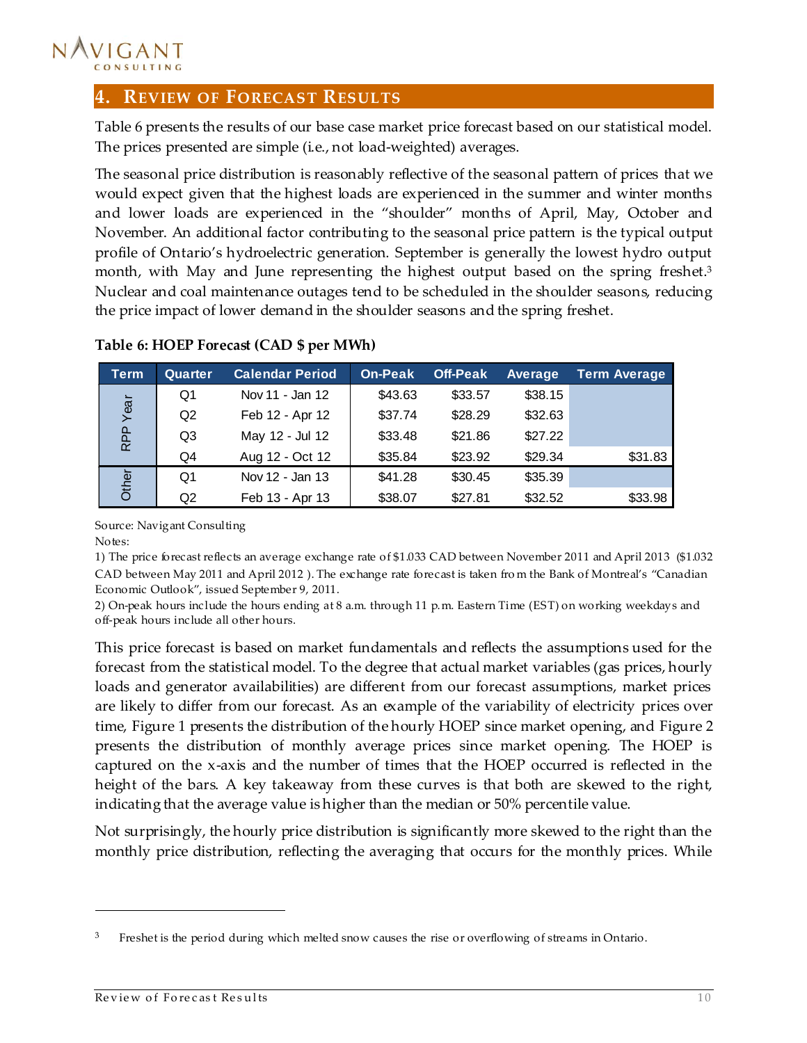## 4. Review of Forecast Results

Table 6 presents the results of our base case market price forecast based on our statistical model. The prices presented are simple (i.e., not load-weighted) averages.

The seasonal price distribution is reasonably reflective of the seasonal pattern of prices that we would expect given that the highest loads are experienced in the summer and winter months and lower loads are experienced in the "shoulder" months of April, May, October and November. An additional factor contributing to the seasonal price pattern is the typical output profile of Ontario's hydroelectric generation. September is generally the lowest hydro output month, with May and June representing the highest output based on the spring freshet.[3] Nuclear and coal maintenance outages tend to be scheduled in the shoulder seasons, reducing the price impact of lower demand in the shoulder seasons and the spring freshet.

**Table 6: HOEP Forecast (CAD $ per MWh)**

| Term | Quarter | Calendar Period | On-Peak | Off-Peak | Average | Term Average |
|---|---|---|---|---|---|---|
| RPP Year | Q1 | Nov 11 - Jan 12 | $43.63 | $33.57 | $38.15 | |
| | Q2 | Feb 12 - Apr 12 | $37.74 | $28.29 | $32.63 | |
| | Q3 | May 12 - Jul 12 | $33.48 | $21.86 | $27.22 | |
| | Q4 | Aug 12 - Oct 12 | $35.84 | $23.92 | $29.34 | $31.83 |
| Other | Q1 | Nov 12 - Jan 13 | $41.28 | $30.45 | $35.39 | |
| | Q2 | Feb 13 - Apr 13 | $38.07 | $27.81 | $32.52 | $33.98 |

Source: Navigant Consulting

Notes:

1) The price forecast reflects an average exchange rate of $1.033 CAD between November 2011 and April 2013 ($1.032 CAD between May 2011 and April 2012 ). The exchange rate forecast is taken from the Bank of Montreal's "Canadian Economic Outlook", issued September 9, 2011.

2) On-peak hours include the hours ending at 8 a.m. through 11 p.m. Eastern Time (EST) on working weekdays and off-peak hours include all other hours.

This price forecast is based on market fundamentals and reflects the assumptions used for the forecast from the statistical model. To the degree that actual market variables (gas prices, hourly loads and generator availabilities) are different from our forecast assumptions, market prices are likely to differ from our forecast. As an example of the variability of electricity prices over time, Figure 1 presents the distribution of the hourly HOEP since market opening, and Figure 2 presents the distribution of monthly average prices since market opening. The HOEP is captured on the x-axis and the number of times that the HOEP occurred is reflected in the height of the bars. A key takeaway from these curves is that both are skewed to the right, indicating that the average value is higher than the median or 50% percentile value.

Not surprisingly, the hourly price distribution is significantly more skewed to the right than the monthly price distribution, reflecting the averaging that occurs for the monthly prices. While

[3] Freshet is the period during which melted snow causes the rise or overflowing of streams in Ontario.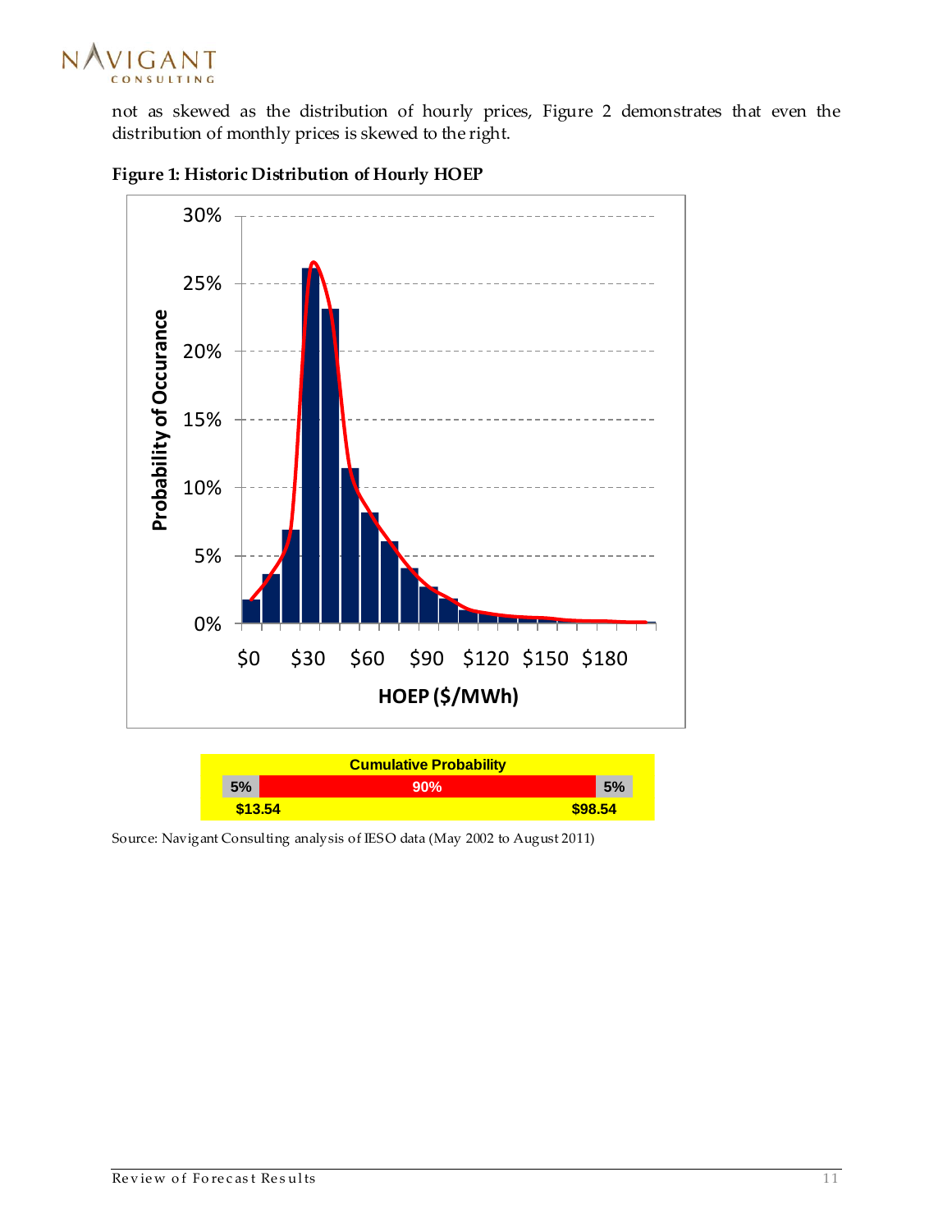not as skewed as the distribution of hourly prices, Figure 2 demonstrates that even the distribution of monthly prices is skewed to the right.

**Figure 1: Historic Distribution of Hourly HOEP**

| Cumulative Probability | | |
|---|---|---|
| 5% | 90% | 5% |
| $13.54 | | $98.54 |

Source: Navigant Consulting analysis of IESO data (May 2002 to August 2011)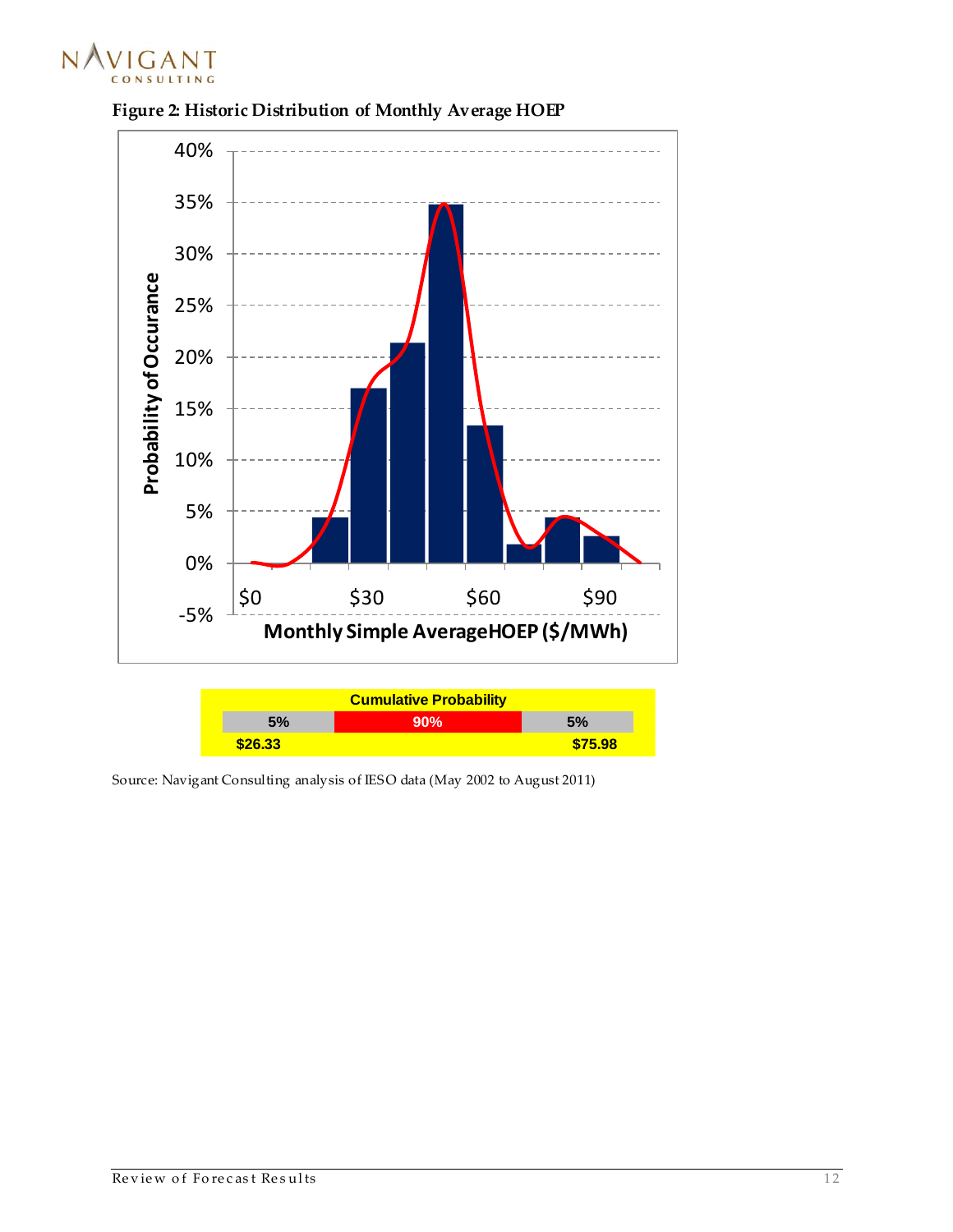**Figure 2: Historic Distribution of Monthly Average HOEP**

| Cumulative Probability | | |
|---|---|---|
| 5% | 90% | 5% |
| $26.33 | | $75.98 |

Source: Navigant Consulting analysis of IESO data (May 2002 to August 2011)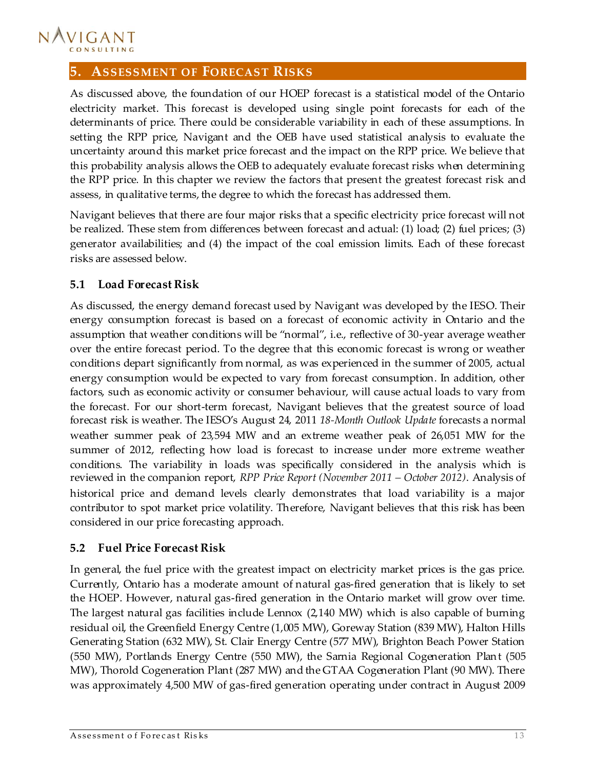## 5. Assessment of Forecast Risks

As discussed above, the foundation of our HOEP forecast is a statistical model of the Ontario electricity market. This forecast is developed using single point forecasts for each of the determinants of price. There could be considerable variability in each of these assumptions. In setting the RPP price, Navigant and the OEB have used statistical analysis to evaluate the uncertainty around this market price forecast and the impact on the RPP price. We believe that this probability analysis allows the OEB to adequately evaluate forecast risks when determining the RPP price. In this chapter we review the factors that present the greatest forecast risk and assess, in qualitative terms, the degree to which the forecast has addressed them.

Navigant believes that there are four major risks that a specific electricity price forecast will not be realized. These stem from differences between forecast and actual: (1) load; (2) fuel prices; (3) generator availabilities; and (4) the impact of the coal emission limits. Each of these forecast risks are assessed below.

### 5.1 Load Forecast Risk

As discussed, the energy demand forecast used by Navigant was developed by the IESO. Their energy consumption forecast is based on a forecast of economic activity in Ontario and the assumption that weather conditions will be "normal", i.e., reflective of 30-year average weather over the entire forecast period. To the degree that this economic forecast is wrong or weather conditions depart significantly from normal, as was experienced in the summer of 2005, actual energy consumption would be expected to vary from forecast consumption. In addition, other factors, such as economic activity or consumer behaviour, will cause actual loads to vary from the forecast. For our short-term forecast, Navigant believes that the greatest source of load forecast risk is weather. The IESO's August 24, 2011 *18-Month Outlook Update* forecasts a normal weather summer peak of 23,594 MW and an extreme weather peak of 26,051 MW for the summer of 2012, reflecting how load is forecast to increase under more extreme weather conditions. The variability in loads was specifically considered in the analysis which is reviewed in the companion report, *RPP Price Report (November 2011 – October 2012)*. Analysis of historical price and demand levels clearly demonstrates that load variability is a major contributor to spot market price volatility. Therefore, Navigant believes that this risk has been considered in our price forecasting approach.

### 5.2 Fuel Price Forecast Risk

In general, the fuel price with the greatest impact on electricity market prices is the gas price. Currently, Ontario has a moderate amount of natural gas-fired generation that is likely to set the HOEP. However, natural gas-fired generation in the Ontario market will grow over time. The largest natural gas facilities include Lennox (2,140 MW) which is also capable of burning residual oil, the Greenfield Energy Centre (1,005 MW), Goreway Station (839 MW), Halton Hills Generating Station (632 MW), St. Clair Energy Centre (577 MW), Brighton Beach Power Station (550 MW), Portlands Energy Centre (550 MW), the Sarnia Regional Cogeneration Plant (505 MW), Thorold Cogeneration Plant (287 MW) and the GTAA Cogeneration Plant (90 MW). There was approximately 4,500 MW of gas-fired generation operating under contract in August 2009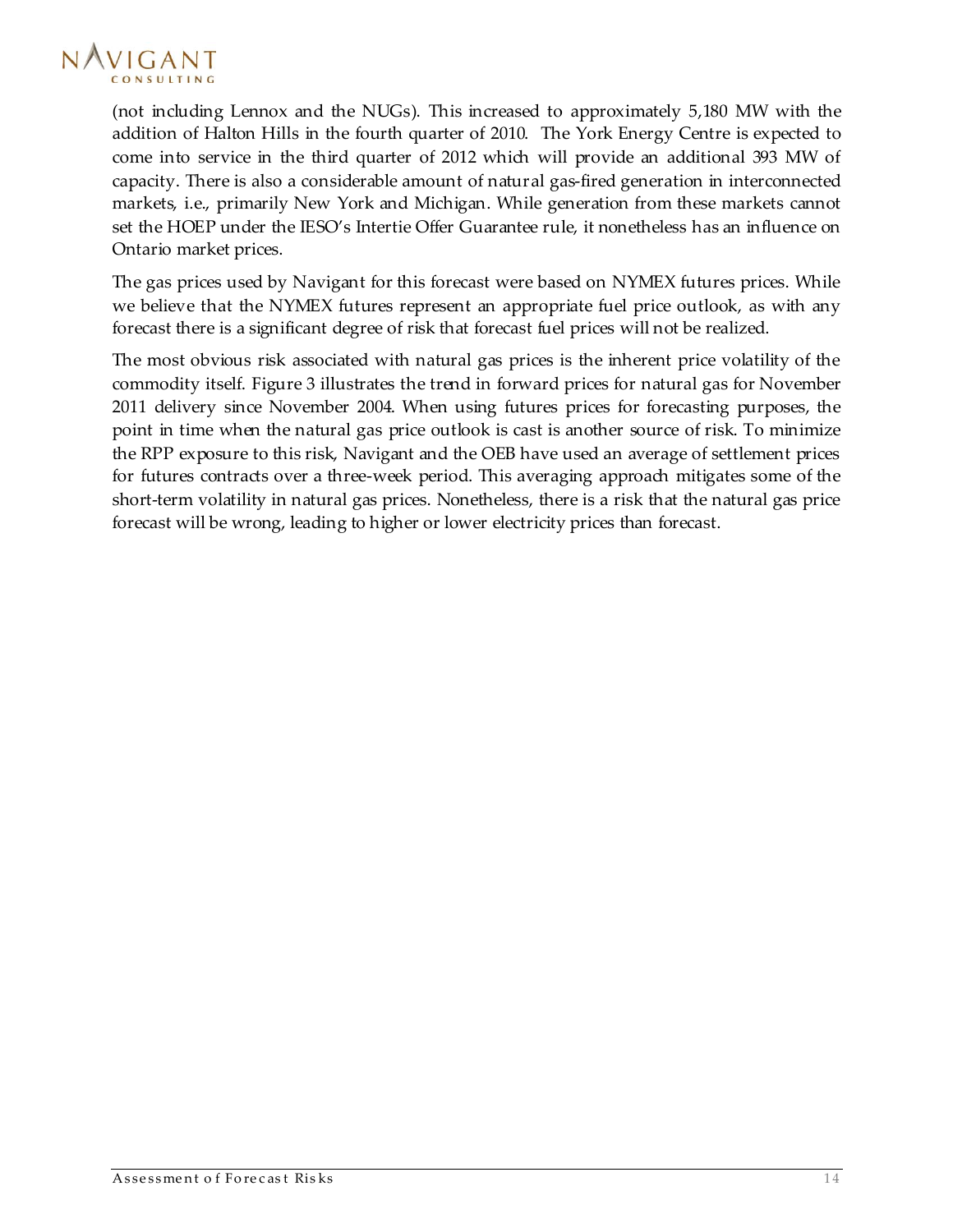(not including Lennox and the NUGs). This increased to approximately 5,180 MW with the addition of Halton Hills in the fourth quarter of 2010. The York Energy Centre is expected to come into service in the third quarter of 2012 which will provide an additional 393 MW of capacity. There is also a considerable amount of natural gas-fired generation in interconnected markets, i.e., primarily New York and Michigan. While generation from these markets cannot set the HOEP under the IESO's Intertie Offer Guarantee rule, it nonetheless has an influence on Ontario market prices.

The gas prices used by Navigant for this forecast were based on NYMEX futures prices. While we believe that the NYMEX futures represent an appropriate fuel price outlook, as with any forecast there is a significant degree of risk that forecast fuel prices will not be realized.

The most obvious risk associated with natural gas prices is the inherent price volatility of the commodity itself. Figure 3 illustrates the trend in forward prices for natural gas for November 2011 delivery since November 2004. When using futures prices for forecasting purposes, the point in time when the natural gas price outlook is cast is another source of risk. To minimize the RPP exposure to this risk, Navigant and the OEB have used an average of settlement prices for futures contracts over a three-week period. This averaging approach mitigates some of the short-term volatility in natural gas prices. Nonetheless, there is a risk that the natural gas price forecast will be wrong, leading to higher or lower electricity prices than forecast.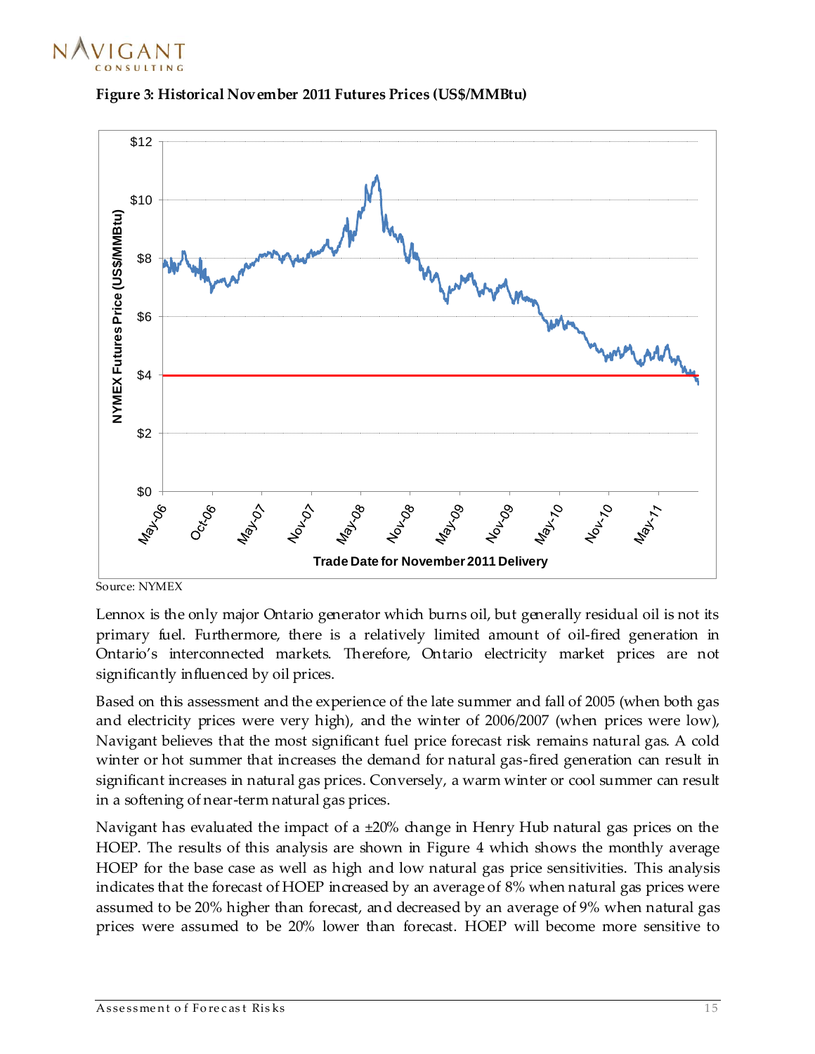**Figure 3: Historical November 2011 Futures Prices (US$/MMBtu)**

Source: NYMEX

Lennox is the only major Ontario generator which burns oil, but generally residual oil is not its primary fuel. Furthermore, there is a relatively limited amount of oil-fired generation in Ontario's interconnected markets. Therefore, Ontario electricity market prices are not significantly influenced by oil prices.

Based on this assessment and the experience of the late summer and fall of 2005 (when both gas and electricity prices were very high), and the winter of 2006/2007 (when prices were low), Navigant believes that the most significant fuel price forecast risk remains natural gas. A cold winter or hot summer that increases the demand for natural gas-fired generation can result in significant increases in natural gas prices. Conversely, a warm winter or cool summer can result in a softening of near-term natural gas prices.

Navigant has evaluated the impact of a ±20% change in Henry Hub natural gas prices on the HOEP. The results of this analysis are shown in Figure 4 which shows the monthly average HOEP for the base case as well as high and low natural gas price sensitivities. This analysis indicates that the forecast of HOEP increased by an average of 8% when natural gas prices were assumed to be 20% higher than forecast, and decreased by an average of 9% when natural gas prices were assumed to be 20% lower than forecast. HOEP will become more sensitive to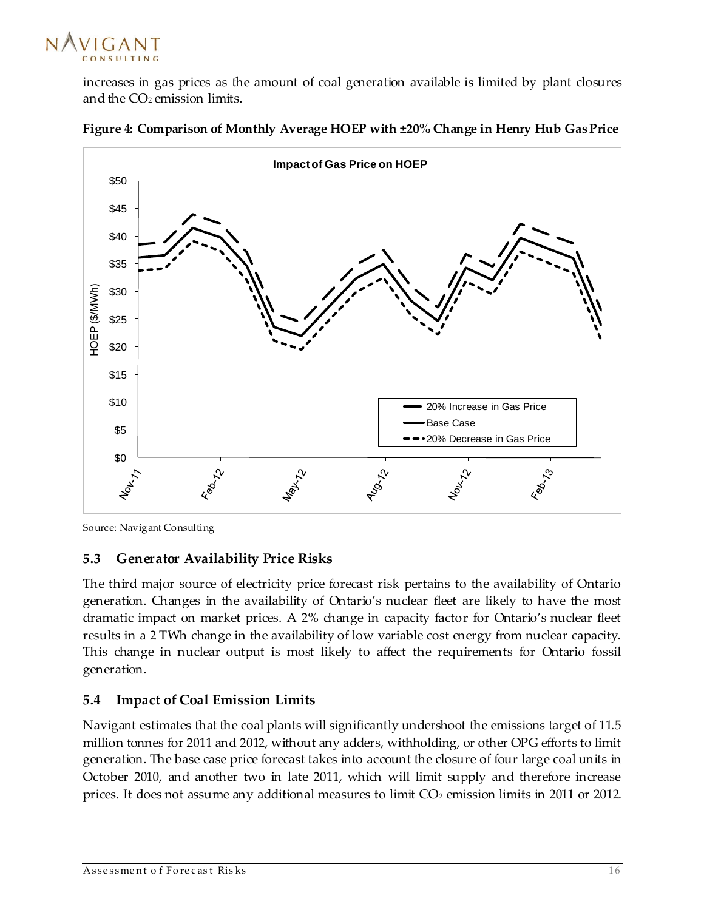increases in gas prices as the amount of coal generation available is limited by plant closures and the $CO_2$ emission limits.

**Figure 4: Comparison of Monthly Average HOEP with ±20% Change in Henry Hub Gas Price**

Source: Navigant Consulting

### 5.3 Generator Availability Price Risks

The third major source of electricity price forecast risk pertains to the availability of Ontario generation. Changes in the availability of Ontario's nuclear fleet are likely to have the most dramatic impact on market prices. A 2% change in capacity factor for Ontario's nuclear fleet results in a 2 TWh change in the availability of low variable cost energy from nuclear capacity. This change in nuclear output is most likely to affect the requirements for Ontario fossil generation.

### 5.4 Impact of Coal Emission Limits

Navigant estimates that the coal plants will significantly undershoot the emissions target of 11.5 million tonnes for 2011 and 2012, without any adders, withholding, or other OPG efforts to limit generation. The base case price forecast takes into account the closure of four large coal units in October 2010, and another two in late 2011, which will limit supply and therefore increase prices. It does not assume any additional measures to limit $CO_2$ emission limits in 2011 or 2012.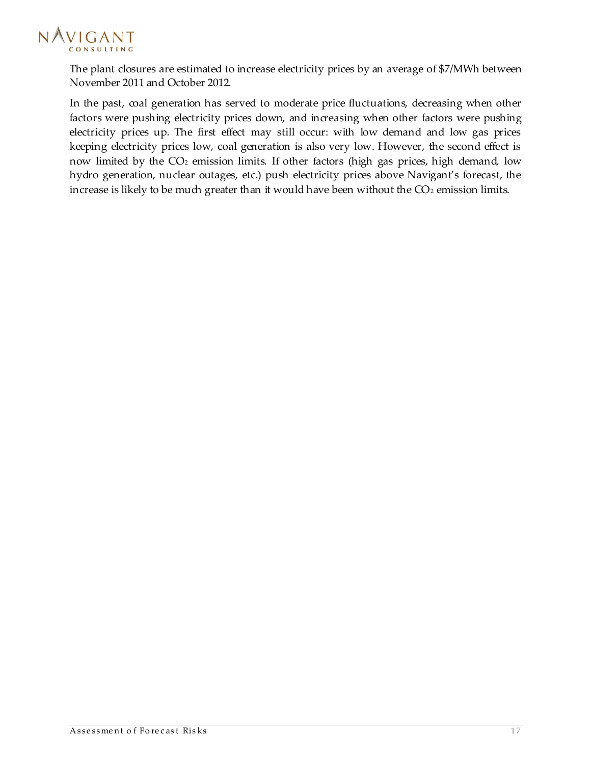The plant closures are estimated to increase electricity prices by an average of $7/MWh between November 2011 and October 2012.

In the past, coal generation has served to moderate price fluctuations, decreasing when other factors were pushing electricity prices down, and increasing when other factors were pushing electricity prices up. The first effect may still occur: with low demand and low gas prices keeping electricity prices low, coal generation is also very low. However, the second effect is now limited by the $CO_2$ emission limits. If other factors (high gas prices, high demand, low hydro generation, nuclear outages, etc.) push electricity prices above Navigant's forecast, the increase is likely to be much greater than it would have been without the $CO_2$ emission limits.